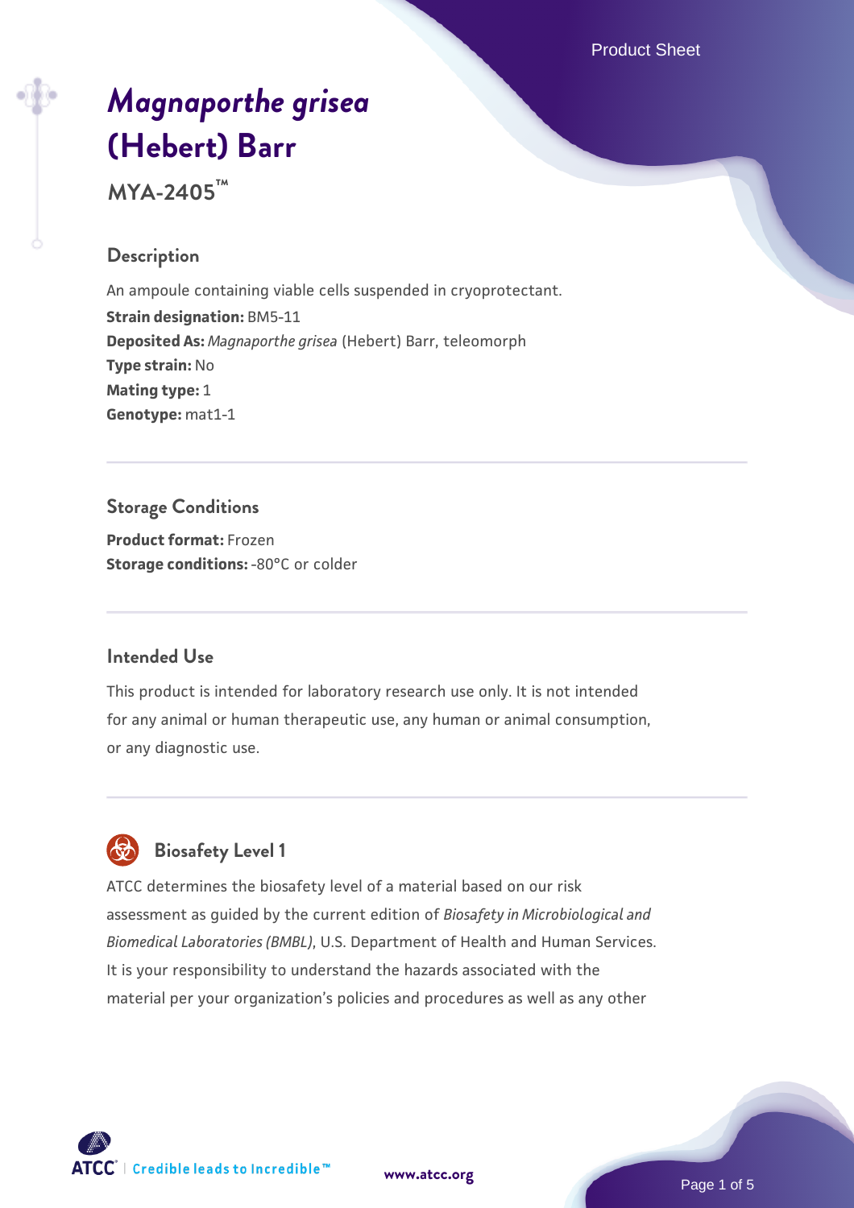# *Magnaporthe grisea* (Hebert) Barr

**MYA-2405™**

## Description

An ampoule containing viable cells suspended in cryoprotectant.
**Strain designation:** BM5-11
**Deposited As:** *Magnaporthe grisea* (Hebert) Barr, teleomorph
**Type strain:** No
**Mating type:** 1
**Genotype:** mat1-1

## Storage Conditions

**Product format:** Frozen
**Storage conditions:** -80°C or colder

## Intended Use

This product is intended for laboratory research use only. It is not intended for any animal or human therapeutic use, any human or animal consumption, or any diagnostic use.

## Biosafety Level 1

ATCC determines the biosafety level of a material based on our risk assessment as guided by the current edition of *Biosafety in Microbiological and Biomedical Laboratories (BMBL)*, U.S. Department of Health and Human Services. It is your responsibility to understand the hazards associated with the material per your organization's policies and procedures as well as any other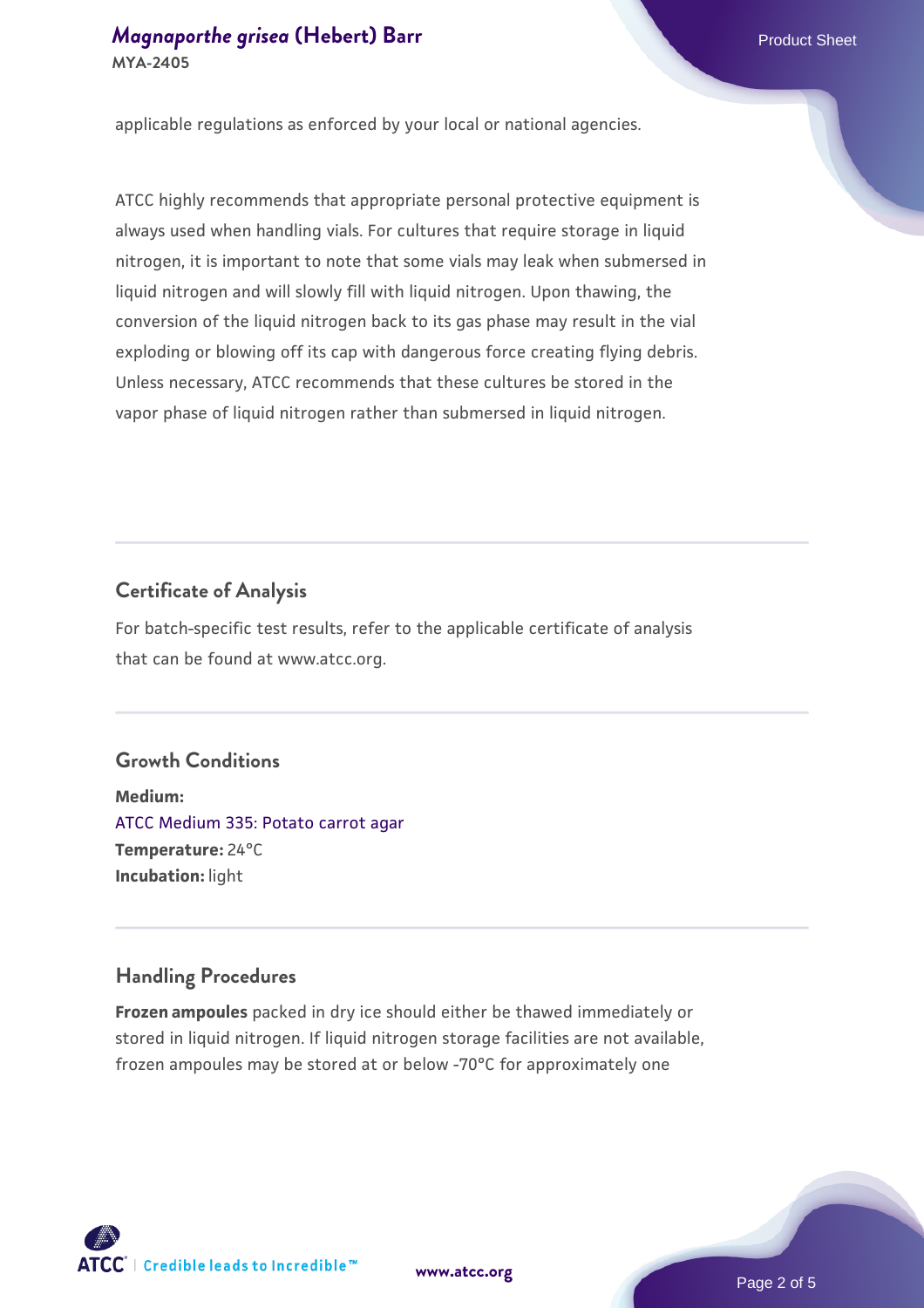applicable regulations as enforced by your local or national agencies.

ATCC highly recommends that appropriate personal protective equipment is always used when handling vials. For cultures that require storage in liquid nitrogen, it is important to note that some vials may leak when submersed in liquid nitrogen and will slowly fill with liquid nitrogen. Upon thawing, the conversion of the liquid nitrogen back to its gas phase may result in the vial exploding or blowing off its cap with dangerous force creating flying debris. Unless necessary, ATCC recommends that these cultures be stored in the vapor phase of liquid nitrogen rather than submersed in liquid nitrogen.

## Certificate of Analysis

For batch-specific test results, refer to the applicable certificate of analysis that can be found at www.atcc.org.

## Growth Conditions

**Medium:**
ATCC Medium 335: Potato carrot agar
**Temperature:** 24°C
**Incubation:** light

## Handling Procedures

**Frozen ampoules** packed in dry ice should either be thawed immediately or stored in liquid nitrogen. If liquid nitrogen storage facilities are not available, frozen ampoules may be stored at or below -70°C for approximately one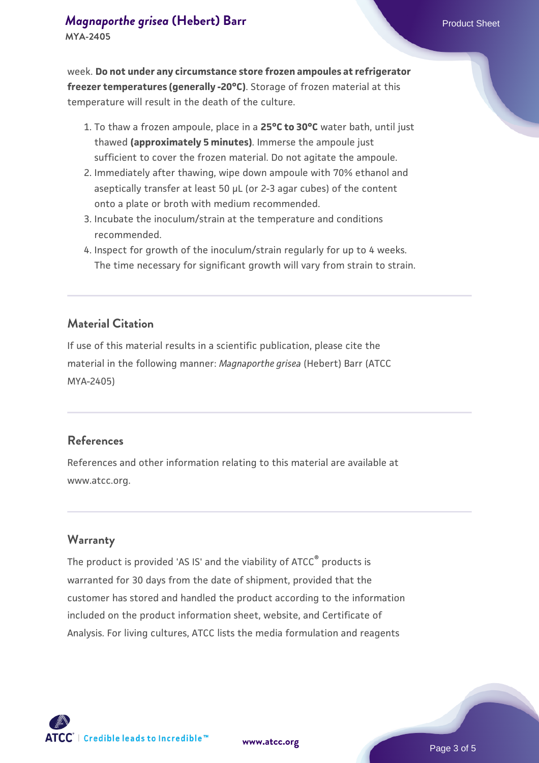week. **Do not under any circumstance store frozen ampoules at refrigerator freezer temperatures (generally -20°C)**. Storage of frozen material at this temperature will result in the death of the culture.

1. To thaw a frozen ampoule, place in a **25°C to 30°C** water bath, until just thawed **(approximately 5 minutes)**. Immerse the ampoule just sufficient to cover the frozen material. Do not agitate the ampoule.
2. Immediately after thawing, wipe down ampoule with 70% ethanol and aseptically transfer at least 50 µL (or 2-3 agar cubes) of the content onto a plate or broth with medium recommended.
3. Incubate the inoculum/strain at the temperature and conditions recommended.
4. Inspect for growth of the inoculum/strain regularly for up to 4 weeks. The time necessary for significant growth will vary from strain to strain.

## Material Citation

If use of this material results in a scientific publication, please cite the material in the following manner: *Magnaporthe grisea* (Hebert) Barr (ATCC MYA-2405)

## References

References and other information relating to this material are available at www.atcc.org.

## Warranty

The product is provided 'AS IS' and the viability of ATCC® products is warranted for 30 days from the date of shipment, provided that the customer has stored and handled the product according to the information included on the product information sheet, website, and Certificate of Analysis. For living cultures, ATCC lists the media formulation and reagents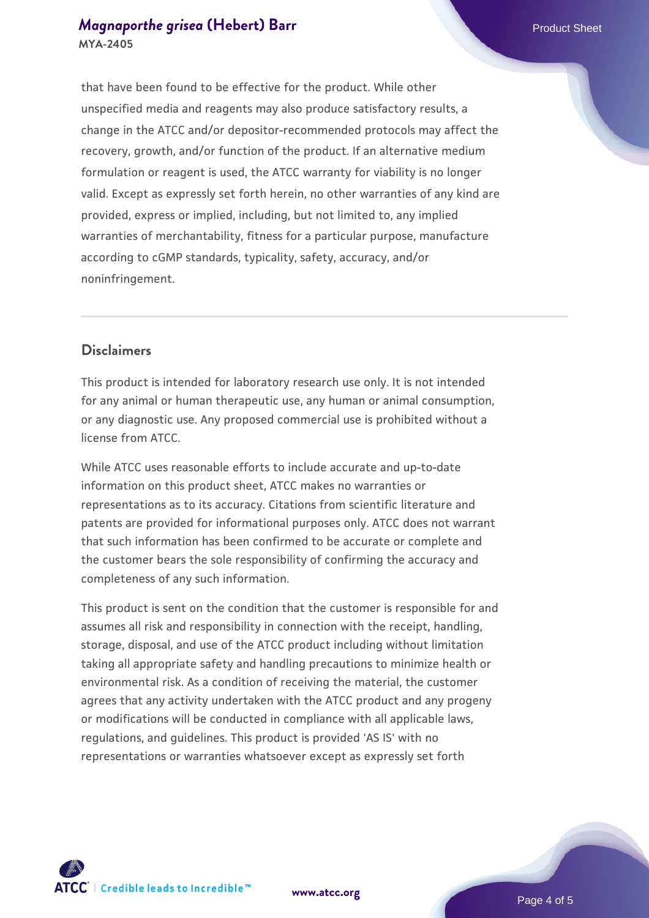that have been found to be effective for the product. While other unspecified media and reagents may also produce satisfactory results, a change in the ATCC and/or depositor-recommended protocols may affect the recovery, growth, and/or function of the product. If an alternative medium formulation or reagent is used, the ATCC warranty for viability is no longer valid. Except as expressly set forth herein, no other warranties of any kind are provided, express or implied, including, but not limited to, any implied warranties of merchantability, fitness for a particular purpose, manufacture according to cGMP standards, typicality, safety, accuracy, and/or noninfringement.

## Disclaimers

This product is intended for laboratory research use only. It is not intended for any animal or human therapeutic use, any human or animal consumption, or any diagnostic use. Any proposed commercial use is prohibited without a license from ATCC.

While ATCC uses reasonable efforts to include accurate and up-to-date information on this product sheet, ATCC makes no warranties or representations as to its accuracy. Citations from scientific literature and patents are provided for informational purposes only. ATCC does not warrant that such information has been confirmed to be accurate or complete and the customer bears the sole responsibility of confirming the accuracy and completeness of any such information.

This product is sent on the condition that the customer is responsible for and assumes all risk and responsibility in connection with the receipt, handling, storage, disposal, and use of the ATCC product including without limitation taking all appropriate safety and handling precautions to minimize health or environmental risk. As a condition of receiving the material, the customer agrees that any activity undertaken with the ATCC product and any progeny or modifications will be conducted in compliance with all applicable laws, regulations, and guidelines. This product is provided 'AS IS' with no representations or warranties whatsoever except as expressly set forth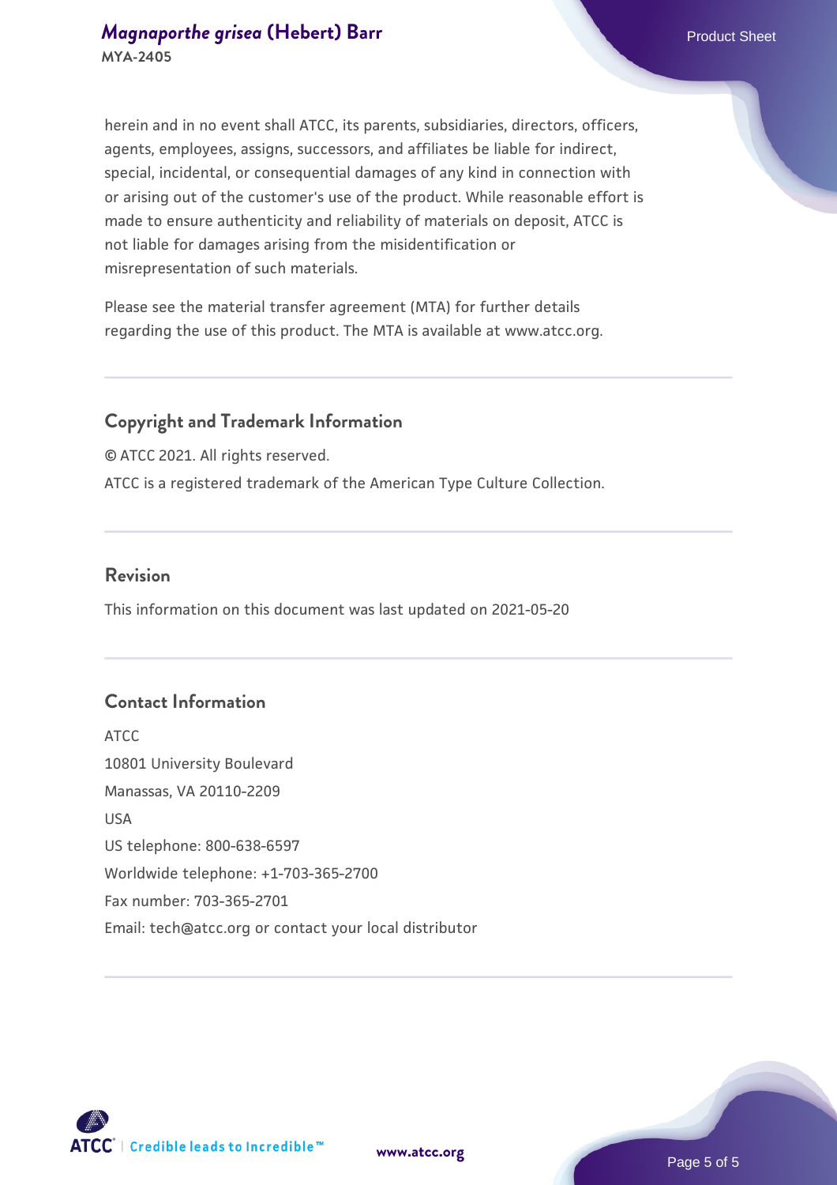herein and in no event shall ATCC, its parents, subsidiaries, directors, officers, agents, employees, assigns, successors, and affiliates be liable for indirect, special, incidental, or consequential damages of any kind in connection with or arising out of the customer's use of the product. While reasonable effort is made to ensure authenticity and reliability of materials on deposit, ATCC is not liable for damages arising from the misidentification or misrepresentation of such materials.

Please see the material transfer agreement (MTA) for further details regarding the use of this product. The MTA is available at www.atcc.org.

## Copyright and Trademark Information

© ATCC 2021. All rights reserved.

ATCC is a registered trademark of the American Type Culture Collection.

## Revision

This information on this document was last updated on 2021-05-20

## Contact Information

ATCC
10801 University Boulevard
Manassas, VA 20110-2209
USA
US telephone: 800-638-6597
Worldwide telephone: +1-703-365-2700
Fax number: 703-365-2701
Email: tech@atcc.org or contact your local distributor